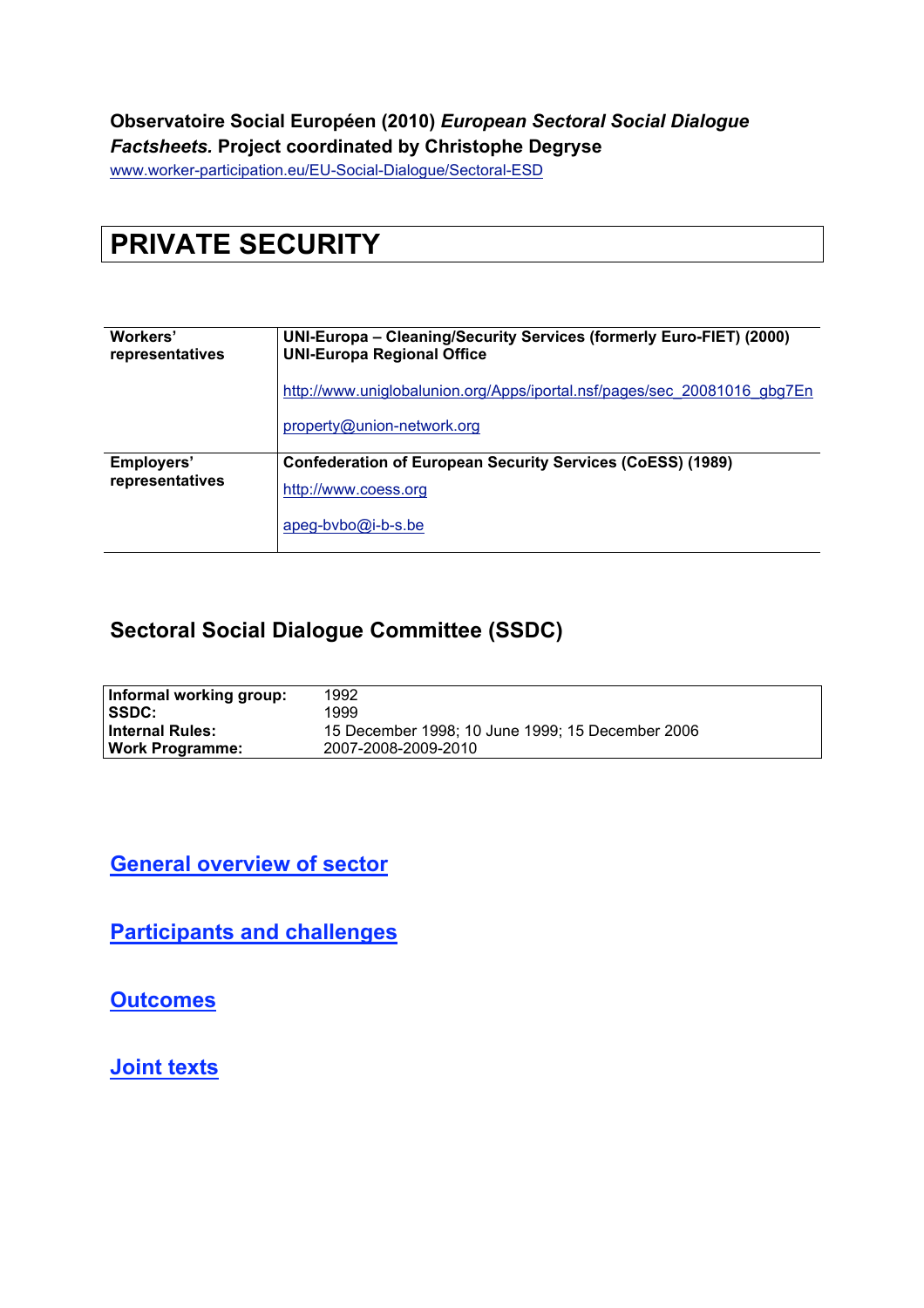**Observatoire Social Européen (2010)** ***European Sectoral Social Dialogue Factsheets.*** **Project coordinated by Christophe Degryse**

www.worker-participation.eu/EU-Social-Dialogue/Sectoral-ESD

# PRIVATE SECURITY

| | |
|---|---|
| **Workers' representatives** | **UNI-Europa – Cleaning/Security Services (formerly Euro-FIET) (2000)**<br>**UNI-Europa Regional Office**<br><br>http://www.uniglobalunion.org/Apps/iportal.nsf/pages/sec_20081016_gbg7En<br><br>property@union-network.org |
| **Employers' representatives** | **Confederation of European Security Services (CoESS) (1989)**<br>http://www.coess.org<br><br>apeg-bvbo@i-b-s.be |

## Sectoral Social Dialogue Committee (SSDC)

| | |
|---|---|
| **Informal working group:** | 1992 |
| **SSDC:** | 1999 |
| **Internal Rules:** | 15 December 1998; 10 June 1999; 15 December 2006 |
| **Work Programme:** | 2007-2008-2009-2010 |

## General overview of sector

## Participants and challenges

## Outcomes

## Joint texts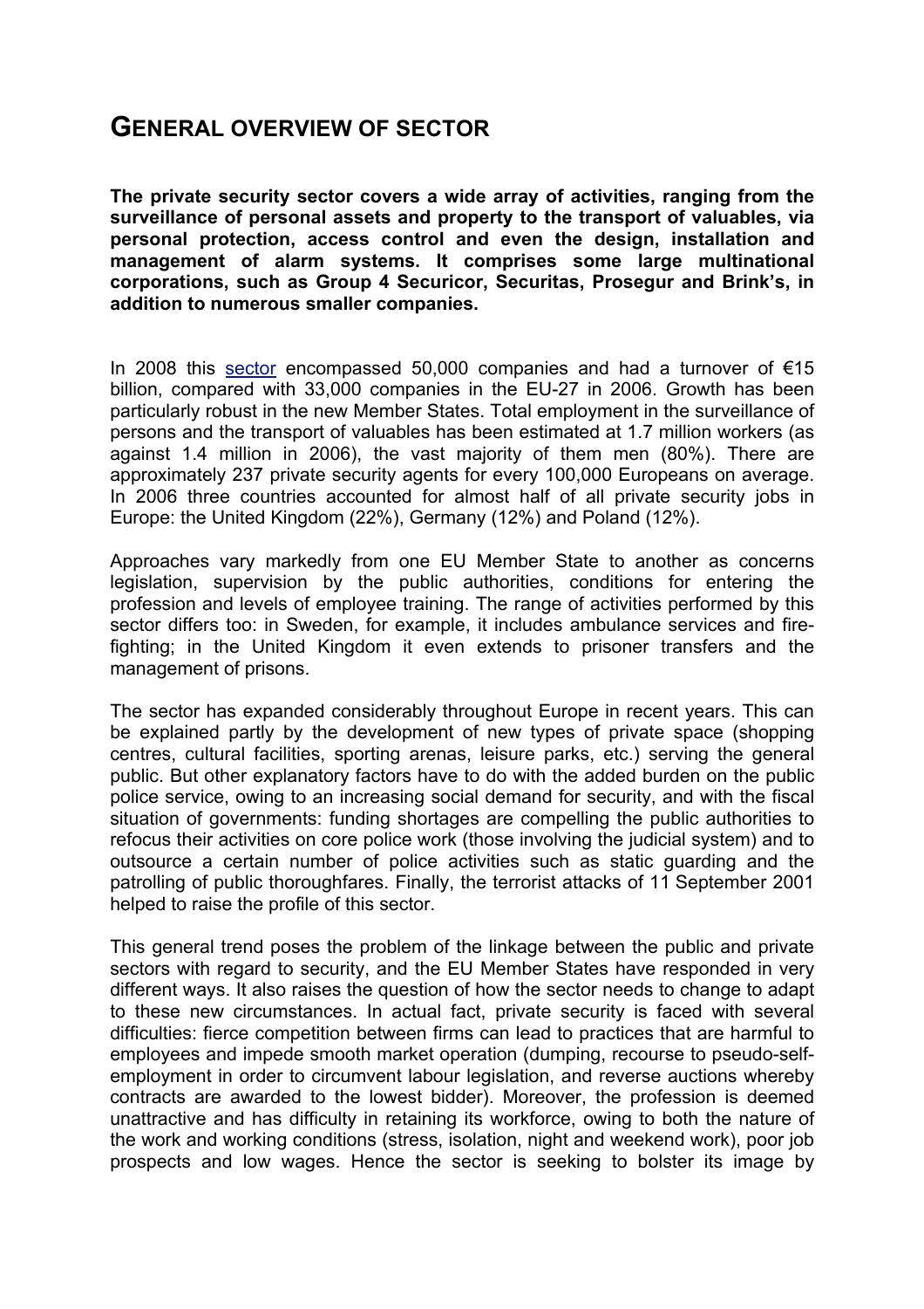# GENERAL OVERVIEW OF SECTOR

**The private security sector covers a wide array of activities, ranging from the surveillance of personal assets and property to the transport of valuables, via personal protection, access control and even the design, installation and management of alarm systems. It comprises some large multinational corporations, such as Group 4 Securicor, Securitas, Prosegur and Brink's, in addition to numerous smaller companies.**

In 2008 this sector encompassed 50,000 companies and had a turnover of €15 billion, compared with 33,000 companies in the EU-27 in 2006. Growth has been particularly robust in the new Member States. Total employment in the surveillance of persons and the transport of valuables has been estimated at 1.7 million workers (as against 1.4 million in 2006), the vast majority of them men (80%). There are approximately 237 private security agents for every 100,000 Europeans on average. In 2006 three countries accounted for almost half of all private security jobs in Europe: the United Kingdom (22%), Germany (12%) and Poland (12%).

Approaches vary markedly from one EU Member State to another as concerns legislation, supervision by the public authorities, conditions for entering the profession and levels of employee training. The range of activities performed by this sector differs too: in Sweden, for example, it includes ambulance services and fire-fighting; in the United Kingdom it even extends to prisoner transfers and the management of prisons.

The sector has expanded considerably throughout Europe in recent years. This can be explained partly by the development of new types of private space (shopping centres, cultural facilities, sporting arenas, leisure parks, etc.) serving the general public. But other explanatory factors have to do with the added burden on the public police service, owing to an increasing social demand for security, and with the fiscal situation of governments: funding shortages are compelling the public authorities to refocus their activities on core police work (those involving the judicial system) and to outsource a certain number of police activities such as static guarding and the patrolling of public thoroughfares. Finally, the terrorist attacks of 11 September 2001 helped to raise the profile of this sector.

This general trend poses the problem of the linkage between the public and private sectors with regard to security, and the EU Member States have responded in very different ways. It also raises the question of how the sector needs to change to adapt to these new circumstances. In actual fact, private security is faced with several difficulties: fierce competition between firms can lead to practices that are harmful to employees and impede smooth market operation (dumping, recourse to pseudo-self-employment in order to circumvent labour legislation, and reverse auctions whereby contracts are awarded to the lowest bidder). Moreover, the profession is deemed unattractive and has difficulty in retaining its workforce, owing to both the nature of the work and working conditions (stress, isolation, night and weekend work), poor job prospects and low wages. Hence the sector is seeking to bolster its image by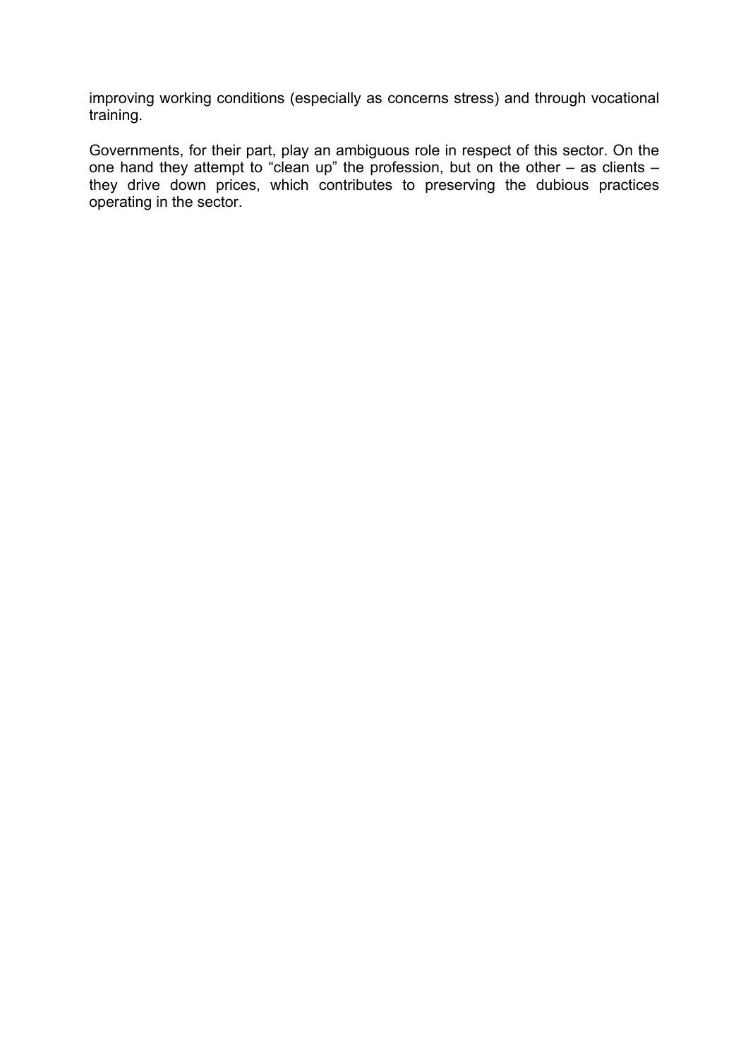improving working conditions (especially as concerns stress) and through vocational training.

Governments, for their part, play an ambiguous role in respect of this sector. On the one hand they attempt to "clean up" the profession, but on the other – as clients – they drive down prices, which contributes to preserving the dubious practices operating in the sector.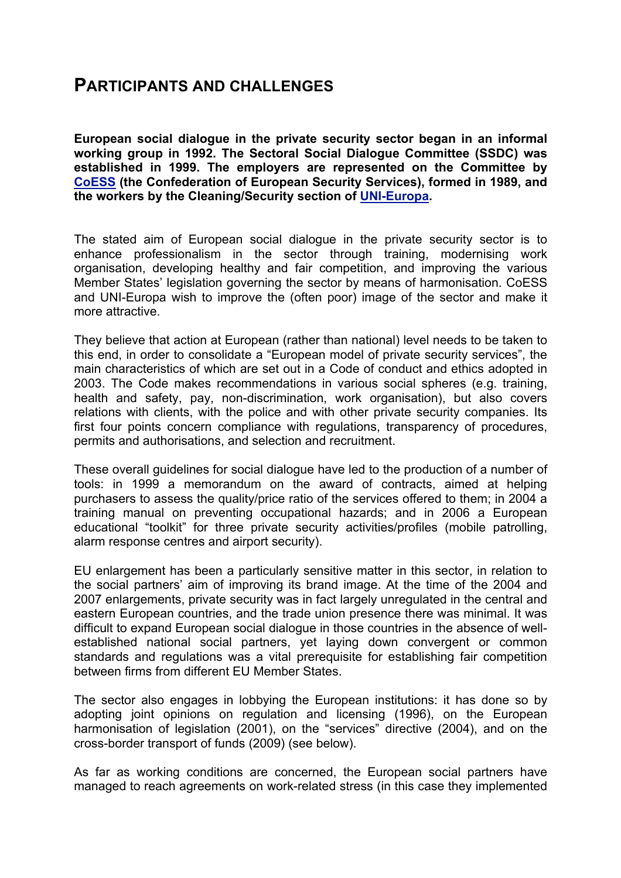# PARTICIPANTS AND CHALLENGES

**European social dialogue in the private security sector began in an informal working group in 1992. The Sectoral Social Dialogue Committee (SSDC) was established in 1999. The employers are represented on the Committee by CoESS (the Confederation of European Security Services), formed in 1989, and the workers by the Cleaning/Security section of UNI-Europa.**

The stated aim of European social dialogue in the private security sector is to enhance professionalism in the sector through training, modernising work organisation, developing healthy and fair competition, and improving the various Member States' legislation governing the sector by means of harmonisation. CoESS and UNI-Europa wish to improve the (often poor) image of the sector and make it more attractive.

They believe that action at European (rather than national) level needs to be taken to this end, in order to consolidate a "European model of private security services", the main characteristics of which are set out in a Code of conduct and ethics adopted in 2003. The Code makes recommendations in various social spheres (e.g. training, health and safety, pay, non-discrimination, work organisation), but also covers relations with clients, with the police and with other private security companies. Its first four points concern compliance with regulations, transparency of procedures, permits and authorisations, and selection and recruitment.

These overall guidelines for social dialogue have led to the production of a number of tools: in 1999 a memorandum on the award of contracts, aimed at helping purchasers to assess the quality/price ratio of the services offered to them; in 2004 a training manual on preventing occupational hazards; and in 2006 a European educational "toolkit" for three private security activities/profiles (mobile patrolling, alarm response centres and airport security).

EU enlargement has been a particularly sensitive matter in this sector, in relation to the social partners' aim of improving its brand image. At the time of the 2004 and 2007 enlargements, private security was in fact largely unregulated in the central and eastern European countries, and the trade union presence there was minimal. It was difficult to expand European social dialogue in those countries in the absence of well-established national social partners, yet laying down convergent or common standards and regulations was a vital prerequisite for establishing fair competition between firms from different EU Member States.

The sector also engages in lobbying the European institutions: it has done so by adopting joint opinions on regulation and licensing (1996), on the European harmonisation of legislation (2001), on the "services" directive (2004), and on the cross-border transport of funds (2009) (see below).

As far as working conditions are concerned, the European social partners have managed to reach agreements on work-related stress (in this case they implemented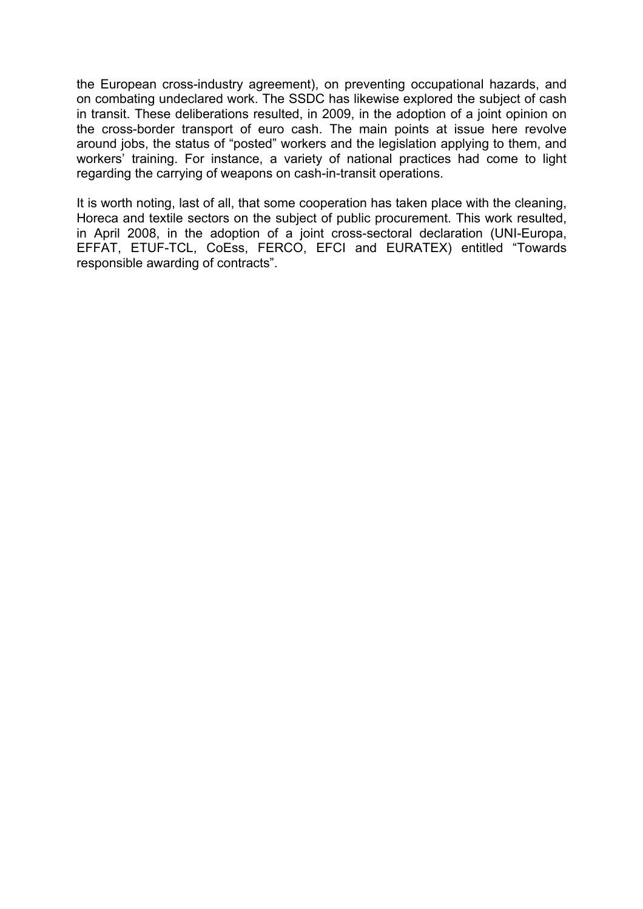the European cross-industry agreement), on preventing occupational hazards, and on combating undeclared work. The SSDC has likewise explored the subject of cash in transit. These deliberations resulted, in 2009, in the adoption of a joint opinion on the cross-border transport of euro cash. The main points at issue here revolve around jobs, the status of "posted" workers and the legislation applying to them, and workers' training. For instance, a variety of national practices had come to light regarding the carrying of weapons on cash-in-transit operations.

It is worth noting, last of all, that some cooperation has taken place with the cleaning, Horeca and textile sectors on the subject of public procurement. This work resulted, in April 2008, in the adoption of a joint cross-sectoral declaration (UNI-Europa, EFFAT, ETUF-TCL, CoEss, FERCO, EFCI and EURATEX) entitled "Towards responsible awarding of contracts".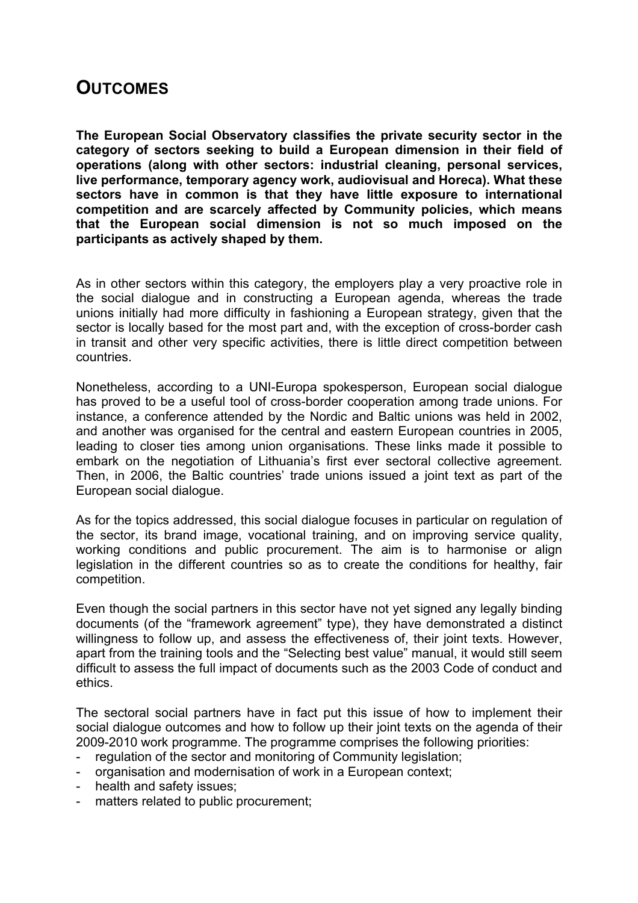## OUTCOMES

**The European Social Observatory classifies the private security sector in the category of sectors seeking to build a European dimension in their field of operations (along with other sectors: industrial cleaning, personal services, live performance, temporary agency work, audiovisual and Horeca). What these sectors have in common is that they have little exposure to international competition and are scarcely affected by Community policies, which means that the European social dimension is not so much imposed on the participants as actively shaped by them.**

As in other sectors within this category, the employers play a very proactive role in the social dialogue and in constructing a European agenda, whereas the trade unions initially had more difficulty in fashioning a European strategy, given that the sector is locally based for the most part and, with the exception of cross-border cash in transit and other very specific activities, there is little direct competition between countries.

Nonetheless, according to a UNI-Europa spokesperson, European social dialogue has proved to be a useful tool of cross-border cooperation among trade unions. For instance, a conference attended by the Nordic and Baltic unions was held in 2002, and another was organised for the central and eastern European countries in 2005, leading to closer ties among union organisations. These links made it possible to embark on the negotiation of Lithuania's first ever sectoral collective agreement. Then, in 2006, the Baltic countries' trade unions issued a joint text as part of the European social dialogue.

As for the topics addressed, this social dialogue focuses in particular on regulation of the sector, its brand image, vocational training, and on improving service quality, working conditions and public procurement. The aim is to harmonise or align legislation in the different countries so as to create the conditions for healthy, fair competition.

Even though the social partners in this sector have not yet signed any legally binding documents (of the "framework agreement" type), they have demonstrated a distinct willingness to follow up, and assess the effectiveness of, their joint texts. However, apart from the training tools and the "Selecting best value" manual, it would still seem difficult to assess the full impact of documents such as the 2003 Code of conduct and ethics.

The sectoral social partners have in fact put this issue of how to implement their social dialogue outcomes and how to follow up their joint texts on the agenda of their 2009-2010 work programme. The programme comprises the following priorities:

- regulation of the sector and monitoring of Community legislation;
- organisation and modernisation of work in a European context;
- health and safety issues;
- matters related to public procurement;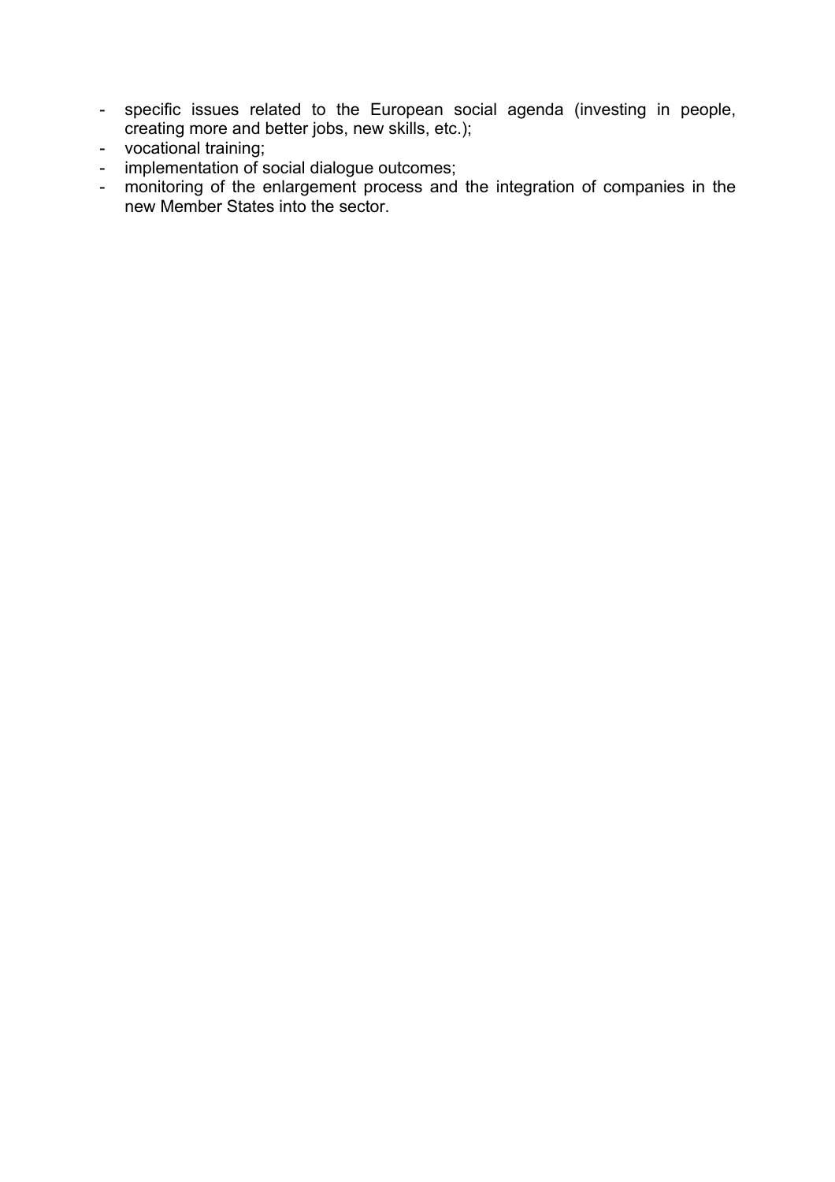- specific issues related to the European social agenda (investing in people, creating more and better jobs, new skills, etc.);
- vocational training;
- implementation of social dialogue outcomes;
- monitoring of the enlargement process and the integration of companies in the new Member States into the sector.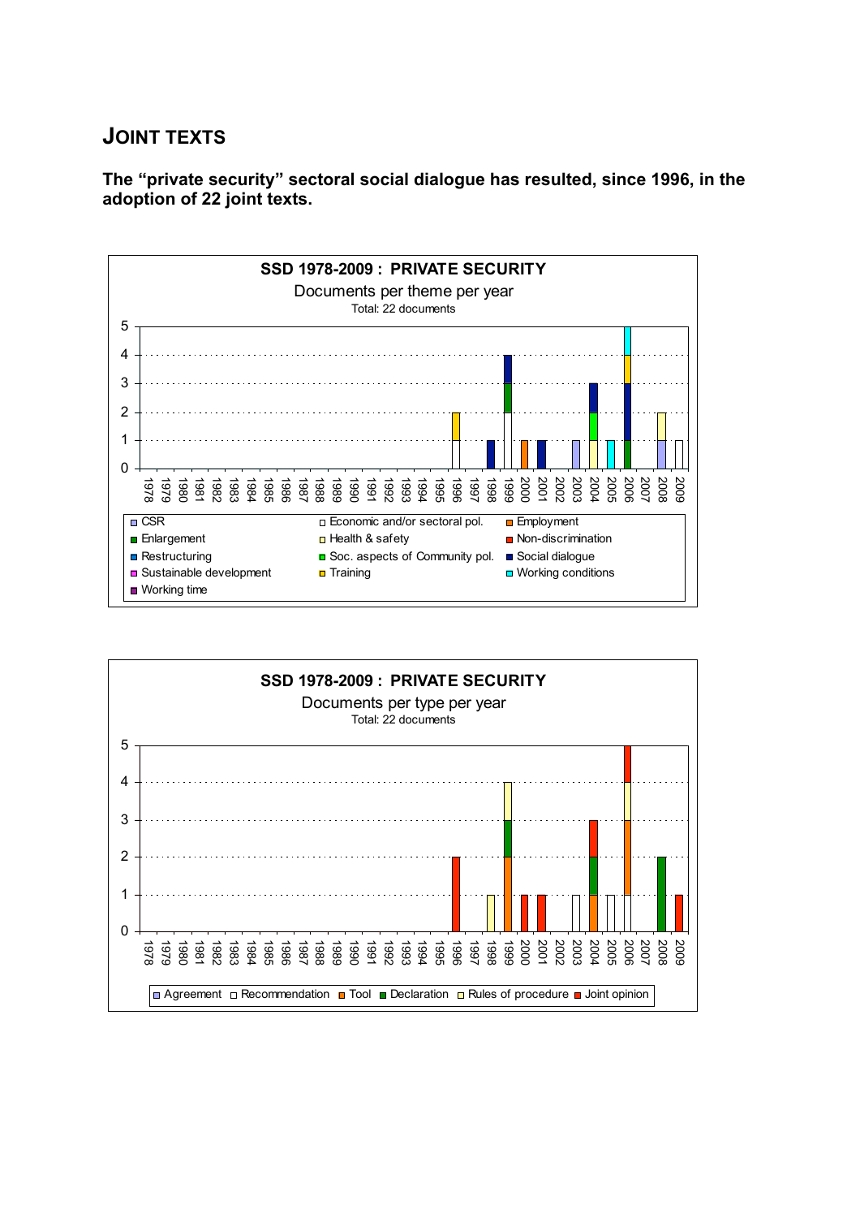## JOINT TEXTS

**The "private security" sectoral social dialogue has resulted, since 1996, in the adoption of 22 joint texts.**

**SSD 1978-2009 : PRIVATE SECURITY**

Documents per theme per year

Total: 22 documents

| Year | Economic and/or sectoral pol. | Training | Social dialogue | Enlargement | Employment | CSR | Health & safety | Soc. aspects of Community pol. | Working conditions | Total |
|---|---|---|---|---|---|---|---|---|---|---|
| 1996 | 1 | 1 | | | | | | | | 2 |
| 1998 | | | 1 | | | | | | | 1 |
| 1999 | 2 | | 1 | 1 | | | | | | 4 |
| 2000 | | | | | 1 | | | | | 1 |
| 2001 | | | 1 | | | | | | | 1 |
| 2003 | | | | | | 1 | | | | 1 |
| 2004 | | | 1 | | | | 1 | 1 | | 3 |
| 2005 | | | | | | | | | 1 | 1 |
| 2006 | | 1 | 2 | 1 | | | | | 1 | 5 |
| 2008 | | | | | | 1 | 1 | | | 2 |
| 2009 | 1 | | | | | | | | | 1 |

Legend: CSR, Economic and/or sectoral pol., Employment, Enlargement, Health & safety, Non-discrimination, Restructuring, Soc. aspects of Community pol., Social dialogue, Sustainable development, Training, Working conditions, Working time

**SSD 1978-2009 : PRIVATE SECURITY**

Documents per type per year

Total: 22 documents

| Year | Recommendation | Tool | Declaration | Rules of procedure | Joint opinion | Total |
|---|---|---|---|---|---|---|
| 1996 | | | | | 2 | 2 |
| 1998 | | | | 1 | | 1 |
| 1999 | | 2 | 1 | 1 | | 4 |
| 2000 | | | | | 1 | 1 |
| 2001 | | | | | 1 | 1 |
| 2003 | 1 | | | | | 1 |
| 2004 | | 1 | 1 | | 1 | 3 |
| 2005 | 1 | | | | | 1 |
| 2006 | 1 | 2 | | 1 | 1 | 5 |
| 2008 | | | 2 | | | 2 |
| 2009 | | | | | 1 | 1 |

Legend: Agreement, Recommendation, Tool, Declaration, Rules of procedure, Joint opinion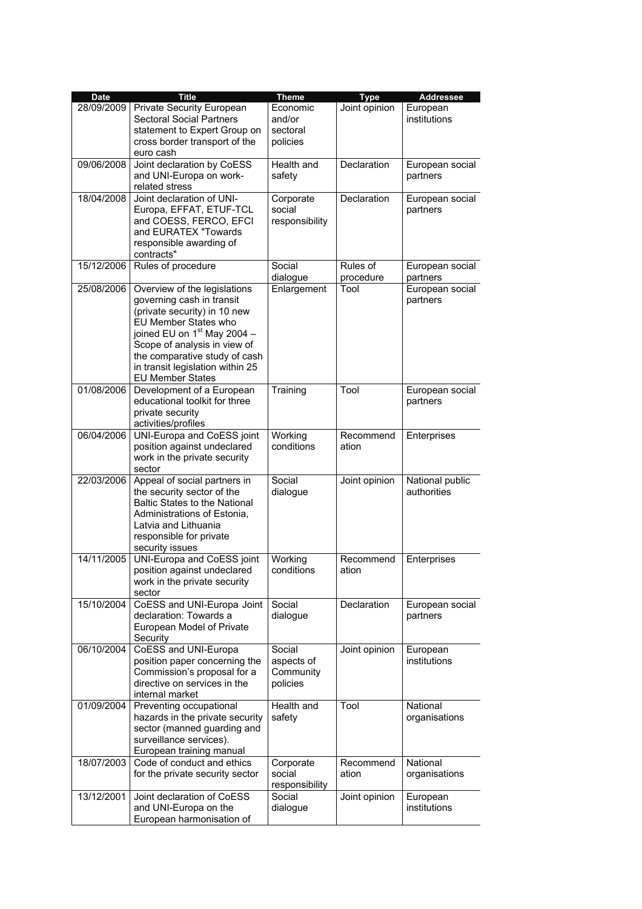| Date | Title | Theme | Type | Addressee |
|---|---|---|---|---|
| 28/09/2009 | Private Security European Sectoral Social Partners statement to Expert Group on cross border transport of the euro cash | Economic and/or sectoral policies | Joint opinion | European institutions |
| 09/06/2008 | Joint declaration by CoESS and UNI-Europa on work-related stress | Health and safety | Declaration | European social partners |
| 18/04/2008 | Joint declaration of UNI-Europa, EFFAT, ETUF-TCL and COESS, FERCO, EFCI and EURATEX "Towards responsible awarding of contracts" | Corporate social responsibility | Declaration | European social partners |
| 15/12/2006 | Rules of procedure | Social dialogue | Rules of procedure | European social partners |
| 25/08/2006 | Overview of the legislations governing cash in transit (private security) in 10 new EU Member States who joined EU on 1st May 2004 – Scope of analysis in view of the comparative study of cash in transit legislation within 25 EU Member States | Enlargement | Tool | European social partners |
| 01/08/2006 | Development of a European educational toolkit for three private security activities/profiles | Training | Tool | European social partners |
| 06/04/2006 | UNI-Europa and CoESS joint position against undeclared work in the private security sector | Working conditions | Recommendation | Enterprises |
| 22/03/2006 | Appeal of social partners in the security sector of the Baltic States to the National Administrations of Estonia, Latvia and Lithuania responsible for private security issues | Social dialogue | Joint opinion | National public authorities |
| 14/11/2005 | UNI-Europa and CoESS joint position against undeclared work in the private security sector | Working conditions | Recommendation | Enterprises |
| 15/10/2004 | CoESS and UNI-Europa Joint declaration: Towards a European Model of Private Security | Social dialogue | Declaration | European social partners |
| 06/10/2004 | CoESS and UNI-Europa position paper concerning the Commission's proposal for a directive on services in the internal market | Social aspects of Community policies | Joint opinion | European institutions |
| 01/09/2004 | Preventing occupational hazards in the private security sector (manned guarding and surveillance services). European training manual | Health and safety | Tool | National organisations |
| 18/07/2003 | Code of conduct and ethics for the private security sector | Corporate social responsibility | Recommendation | National organisations |
| 13/12/2001 | Joint declaration of CoESS and UNI-Europa on the European harmonisation of | Social dialogue | Joint opinion | European institutions |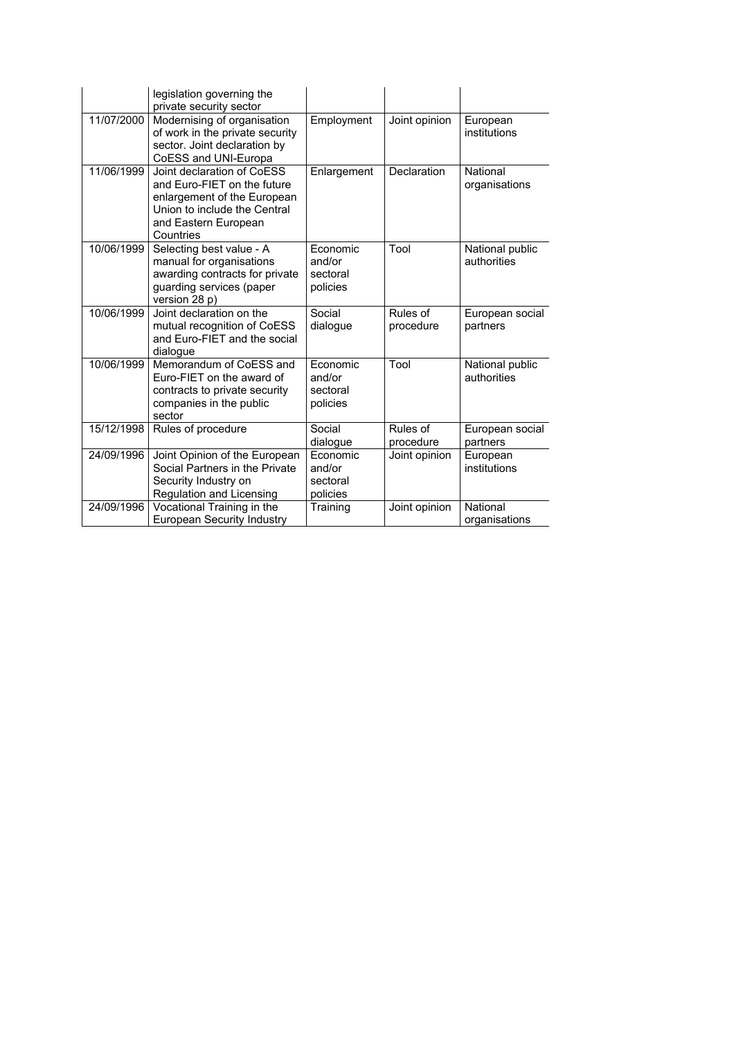| | | | | |
|---|---|---|---|---|
| | legislation governing the private security sector | | | |
| 11/07/2000 | Modernising of organisation of work in the private security sector. Joint declaration by CoESS and UNI-Europa | Employment | Joint opinion | European institutions |
| 11/06/1999 | Joint declaration of CoESS and Euro-FIET on the future enlargement of the European Union to include the Central and Eastern European Countries | Enlargement | Declaration | National organisations |
| 10/06/1999 | Selecting best value - A manual for organisations awarding contracts for private guarding services (paper version 28 p) | Economic and/or sectoral policies | Tool | National public authorities |
| 10/06/1999 | Joint declaration on the mutual recognition of CoESS and Euro-FIET and the social dialogue | Social dialogue | Rules of procedure | European social partners |
| 10/06/1999 | Memorandum of CoESS and Euro-FIET on the award of contracts to private security companies in the public sector | Economic and/or sectoral policies | Tool | National public authorities |
| 15/12/1998 | Rules of procedure | Social dialogue | Rules of procedure | European social partners |
| 24/09/1996 | Joint Opinion of the European Social Partners in the Private Security Industry on Regulation and Licensing | Economic and/or sectoral policies | Joint opinion | European institutions |
| 24/09/1996 | Vocational Training in the European Security Industry | Training | Joint opinion | National organisations |